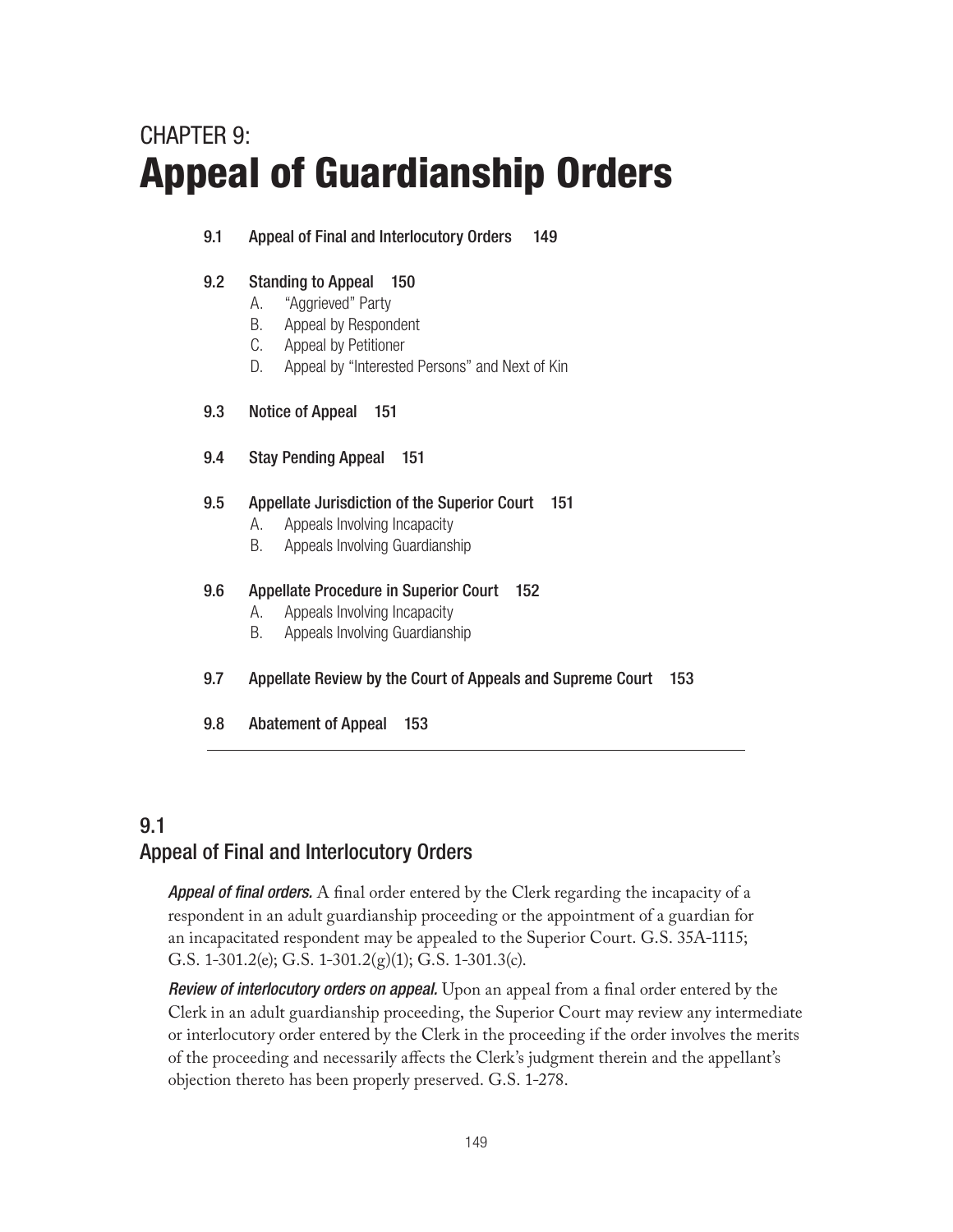# CHAPTER 9: Appeal of Guardianship Orders

- 9.1 Appeal of Final and Interlocutory Orders 149
- 9.2 Standing to Appeal 150
  - A. "Aggrieved" Party
  - B. Appeal by Respondent
  - C. Appeal by Petitioner
  - D. Appeal by "Interested Persons" and Next of Kin
- 9.3 Notice of Appeal 151
- 9.4 Stay Pending Appeal 151
- 9.5 Appellate Jurisdiction of the Superior Court 151
  - A. Appeals Involving Incapacity
  - B. Appeals Involving Guardianship
- 9.6 Appellate Procedure in Superior Court 152
  - A. Appeals Involving Incapacity
  - B. Appeals Involving Guardianship
- 9.7 Appellate Review by the Court of Appeals and Supreme Court 153
- 9.8 Abatement of Appeal 153

## 9.1 Appeal of Final and Interlocutory Orders

***Appeal of final orders.*** A final order entered by the Clerk regarding the incapacity of a respondent in an adult guardianship proceeding or the appointment of a guardian for an incapacitated respondent may be appealed to the Superior Court. G.S. 35A-1115; G.S. 1-301.2(e); G.S. 1-301.2(g)(1); G.S. 1-301.3(c).

***Review of interlocutory orders on appeal.*** Upon an appeal from a final order entered by the Clerk in an adult guardianship proceeding, the Superior Court may review any intermediate or interlocutory order entered by the Clerk in the proceeding if the order involves the merits of the proceeding and necessarily affects the Clerk's judgment therein and the appellant's objection thereto has been properly preserved. G.S. 1-278.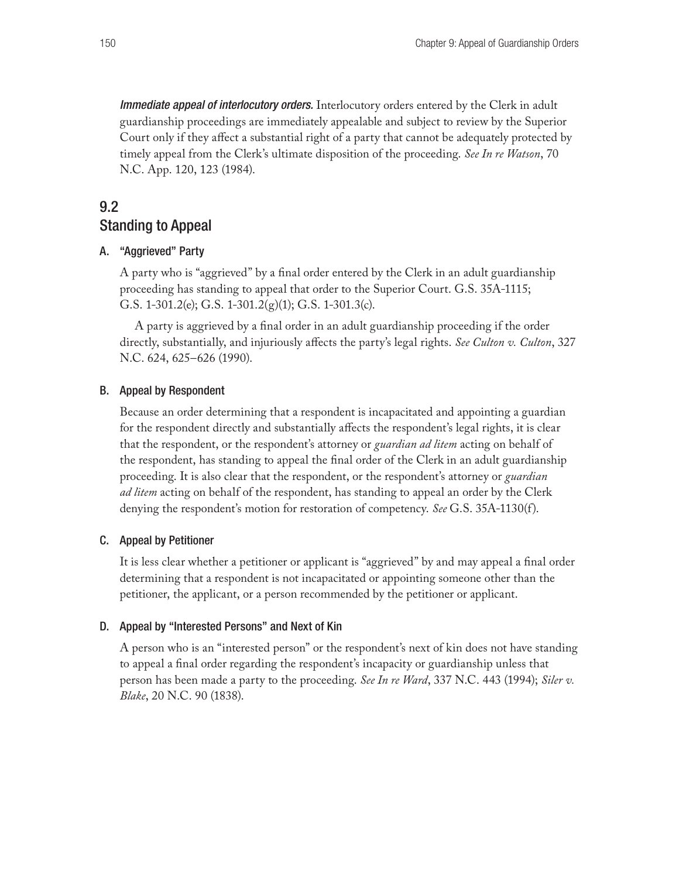***Immediate appeal of interlocutory orders.*** Interlocutory orders entered by the Clerk in adult guardianship proceedings are immediately appealable and subject to review by the Superior Court only if they affect a substantial right of a party that cannot be adequately protected by timely appeal from the Clerk's ultimate disposition of the proceeding. *See In re Watson*, 70 N.C. App. 120, 123 (1984).

## 9.2 Standing to Appeal

### A. "Aggrieved" Party

A party who is "aggrieved" by a final order entered by the Clerk in an adult guardianship proceeding has standing to appeal that order to the Superior Court. G.S. 35A-1115; G.S. 1-301.2(e); G.S. 1-301.2(g)(1); G.S. 1-301.3(c).

A party is aggrieved by a final order in an adult guardianship proceeding if the order directly, substantially, and injuriously affects the party's legal rights. *See Culton v. Culton*, 327 N.C. 624, 625–626 (1990).

### B. Appeal by Respondent

Because an order determining that a respondent is incapacitated and appointing a guardian for the respondent directly and substantially affects the respondent's legal rights, it is clear that the respondent, or the respondent's attorney or *guardian ad litem* acting on behalf of the respondent, has standing to appeal the final order of the Clerk in an adult guardianship proceeding. It is also clear that the respondent, or the respondent's attorney or *guardian ad litem* acting on behalf of the respondent, has standing to appeal an order by the Clerk denying the respondent's motion for restoration of competency. *See* G.S. 35A-1130(f).

### C. Appeal by Petitioner

It is less clear whether a petitioner or applicant is "aggrieved" by and may appeal a final order determining that a respondent is not incapacitated or appointing someone other than the petitioner, the applicant, or a person recommended by the petitioner or applicant.

### D. Appeal by "Interested Persons" and Next of Kin

A person who is an "interested person" or the respondent's next of kin does not have standing to appeal a final order regarding the respondent's incapacity or guardianship unless that person has been made a party to the proceeding. *See In re Ward*, 337 N.C. 443 (1994); *Siler v. Blake*, 20 N.C. 90 (1838).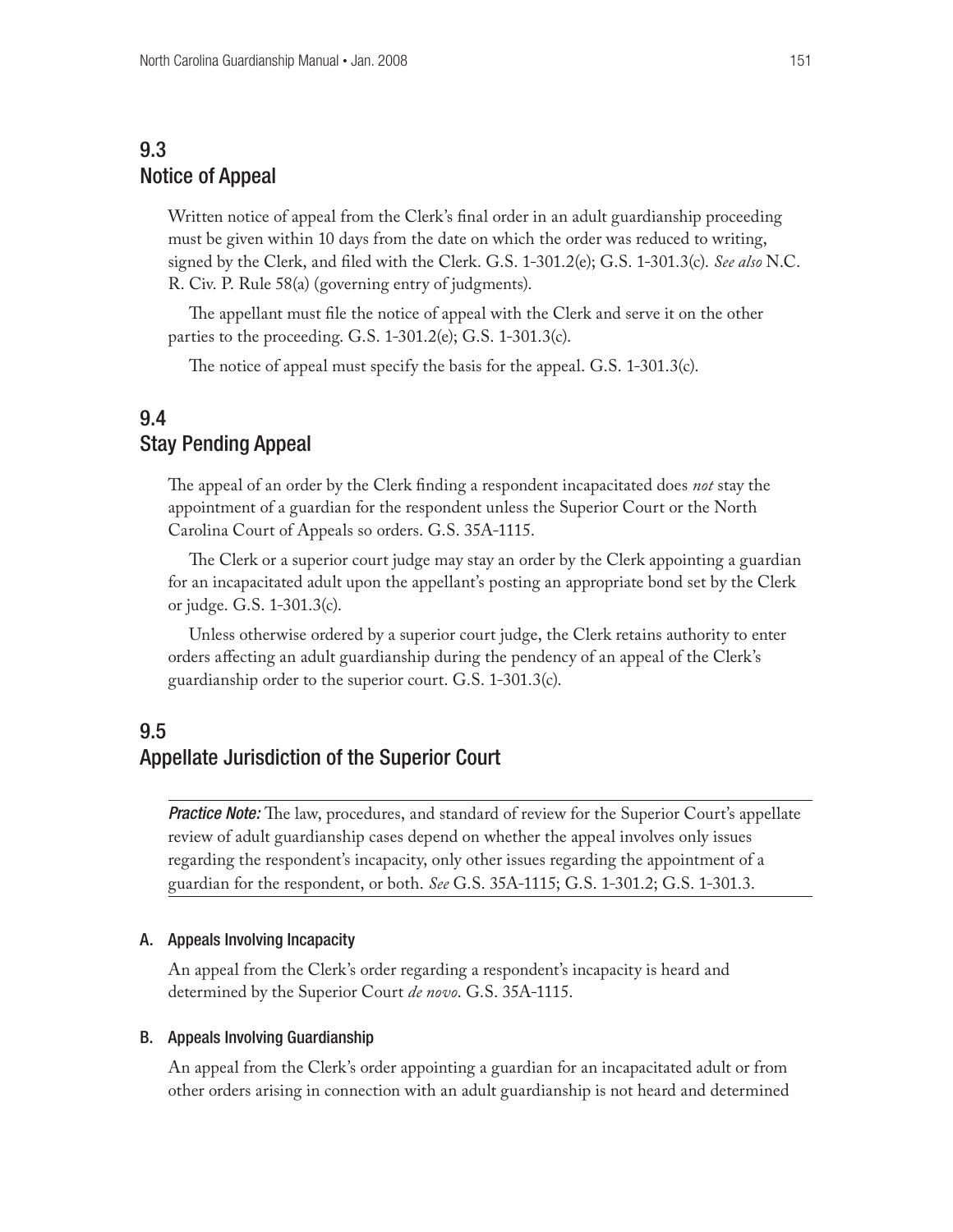## 9.3 Notice of Appeal

Written notice of appeal from the Clerk's final order in an adult guardianship proceeding must be given within 10 days from the date on which the order was reduced to writing, signed by the Clerk, and filed with the Clerk. G.S. 1-301.2(e); G.S. 1-301.3(c). *See also* N.C. R. Civ. P. Rule 58(a) (governing entry of judgments).

The appellant must file the notice of appeal with the Clerk and serve it on the other parties to the proceeding. G.S. 1-301.2(e); G.S. 1-301.3(c).

The notice of appeal must specify the basis for the appeal. G.S. 1-301.3(c).

## 9.4 Stay Pending Appeal

The appeal of an order by the Clerk finding a respondent incapacitated does *not* stay the appointment of a guardian for the respondent unless the Superior Court or the North Carolina Court of Appeals so orders. G.S. 35A-1115.

The Clerk or a superior court judge may stay an order by the Clerk appointing a guardian for an incapacitated adult upon the appellant's posting an appropriate bond set by the Clerk or judge. G.S. 1-301.3(c).

Unless otherwise ordered by a superior court judge, the Clerk retains authority to enter orders affecting an adult guardianship during the pendency of an appeal of the Clerk's guardianship order to the superior court. G.S. 1-301.3(c).

## 9.5 Appellate Jurisdiction of the Superior Court

***Practice Note:*** The law, procedures, and standard of review for the Superior Court's appellate review of adult guardianship cases depend on whether the appeal involves only issues regarding the respondent's incapacity, only other issues regarding the appointment of a guardian for the respondent, or both. *See* G.S. 35A-1115; G.S. 1-301.2; G.S. 1-301.3.

### A. Appeals Involving Incapacity

An appeal from the Clerk's order regarding a respondent's incapacity is heard and determined by the Superior Court *de novo*. G.S. 35A-1115.

### B. Appeals Involving Guardianship

An appeal from the Clerk's order appointing a guardian for an incapacitated adult or from other orders arising in connection with an adult guardianship is not heard and determined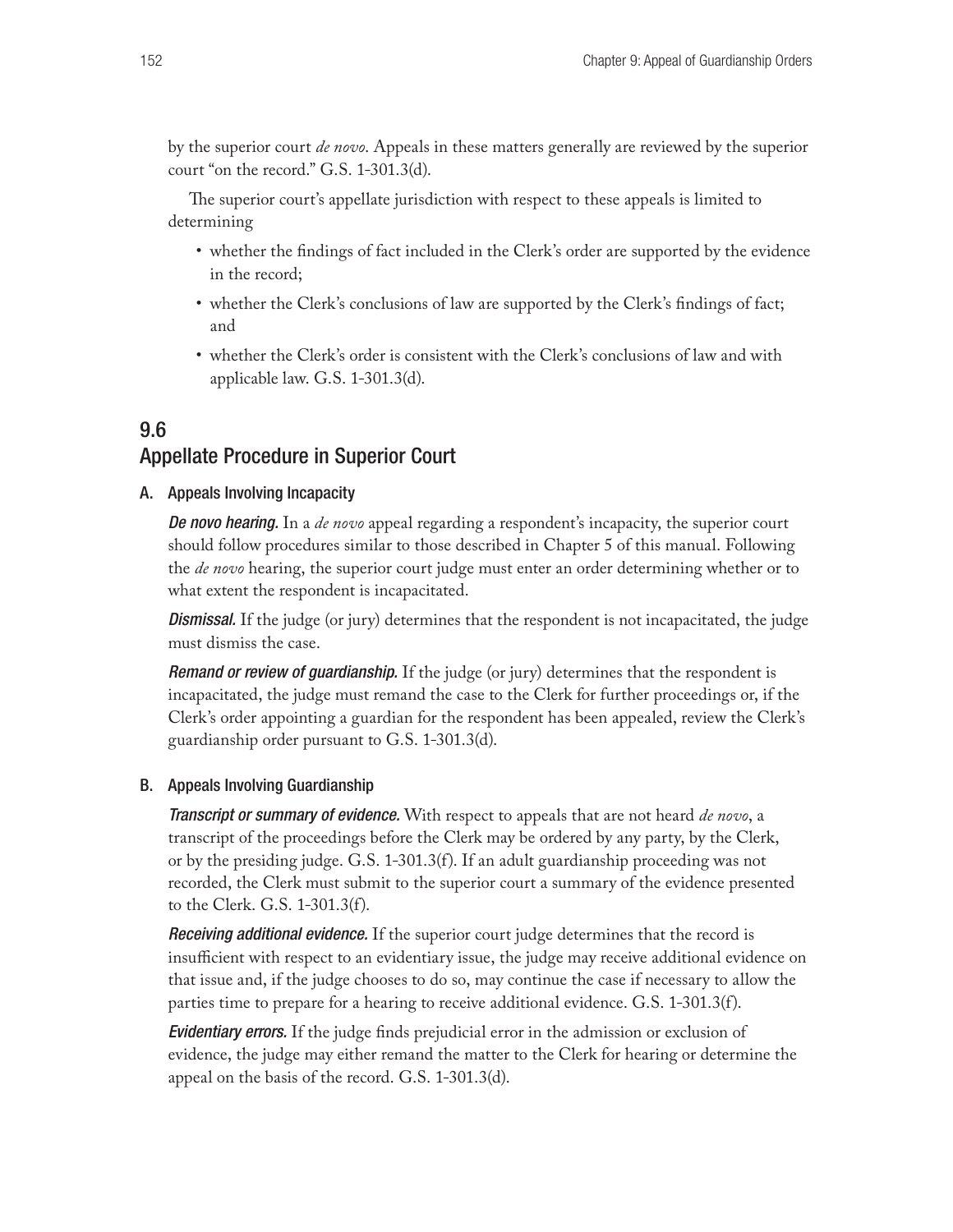by the superior court *de novo*. Appeals in these matters generally are reviewed by the superior court "on the record." G.S. 1-301.3(d).

The superior court's appellate jurisdiction with respect to these appeals is limited to determining

- whether the findings of fact included in the Clerk's order are supported by the evidence in the record;
- whether the Clerk's conclusions of law are supported by the Clerk's findings of fact; and
- whether the Clerk's order is consistent with the Clerk's conclusions of law and with applicable law. G.S. 1-301.3(d).

## 9.6 Appellate Procedure in Superior Court

### A. Appeals Involving Incapacity

***De novo hearing.*** In a *de novo* appeal regarding a respondent's incapacity, the superior court should follow procedures similar to those described in Chapter 5 of this manual. Following the *de novo* hearing, the superior court judge must enter an order determining whether or to what extent the respondent is incapacitated.

***Dismissal.*** If the judge (or jury) determines that the respondent is not incapacitated, the judge must dismiss the case.

***Remand or review of guardianship.*** If the judge (or jury) determines that the respondent is incapacitated, the judge must remand the case to the Clerk for further proceedings or, if the Clerk's order appointing a guardian for the respondent has been appealed, review the Clerk's guardianship order pursuant to G.S. 1-301.3(d).

### B. Appeals Involving Guardianship

***Transcript or summary of evidence.*** With respect to appeals that are not heard *de novo*, a transcript of the proceedings before the Clerk may be ordered by any party, by the Clerk, or by the presiding judge. G.S. 1-301.3(f). If an adult guardianship proceeding was not recorded, the Clerk must submit to the superior court a summary of the evidence presented to the Clerk. G.S. 1-301.3(f).

***Receiving additional evidence.*** If the superior court judge determines that the record is insufficient with respect to an evidentiary issue, the judge may receive additional evidence on that issue and, if the judge chooses to do so, may continue the case if necessary to allow the parties time to prepare for a hearing to receive additional evidence. G.S. 1-301.3(f).

***Evidentiary errors.*** If the judge finds prejudicial error in the admission or exclusion of evidence, the judge may either remand the matter to the Clerk for hearing or determine the appeal on the basis of the record. G.S. 1-301.3(d).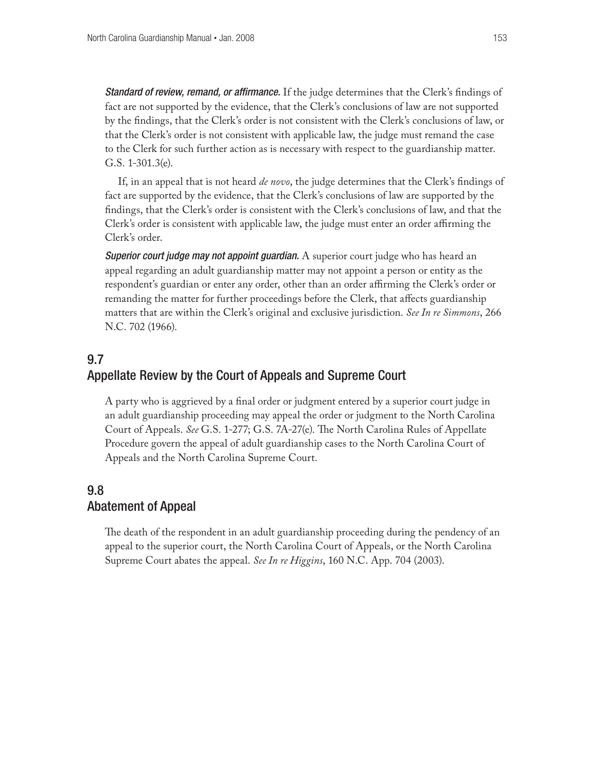***Standard of review, remand, or affirmance.*** If the judge determines that the Clerk's findings of fact are not supported by the evidence, that the Clerk's conclusions of law are not supported by the findings, that the Clerk's order is not consistent with the Clerk's conclusions of law, or that the Clerk's order is not consistent with applicable law, the judge must remand the case to the Clerk for such further action as is necessary with respect to the guardianship matter. G.S. 1-301.3(e).

If, in an appeal that is not heard *de novo*, the judge determines that the Clerk's findings of fact are supported by the evidence, that the Clerk's conclusions of law are supported by the findings, that the Clerk's order is consistent with the Clerk's conclusions of law, and that the Clerk's order is consistent with applicable law, the judge must enter an order affirming the Clerk's order.

***Superior court judge may not appoint guardian.*** A superior court judge who has heard an appeal regarding an adult guardianship matter may not appoint a person or entity as the respondent's guardian or enter any order, other than an order affirming the Clerk's order or remanding the matter for further proceedings before the Clerk, that affects guardianship matters that are within the Clerk's original and exclusive jurisdiction. *See In re Simmons*, 266 N.C. 702 (1966).

## 9.7 Appellate Review by the Court of Appeals and Supreme Court

A party who is aggrieved by a final order or judgment entered by a superior court judge in an adult guardianship proceeding may appeal the order or judgment to the North Carolina Court of Appeals. *See* G.S. 1-277; G.S. 7A-27(e). The North Carolina Rules of Appellate Procedure govern the appeal of adult guardianship cases to the North Carolina Court of Appeals and the North Carolina Supreme Court.

## 9.8 Abatement of Appeal

The death of the respondent in an adult guardianship proceeding during the pendency of an appeal to the superior court, the North Carolina Court of Appeals, or the North Carolina Supreme Court abates the appeal. *See In re Higgins*, 160 N.C. App. 704 (2003).